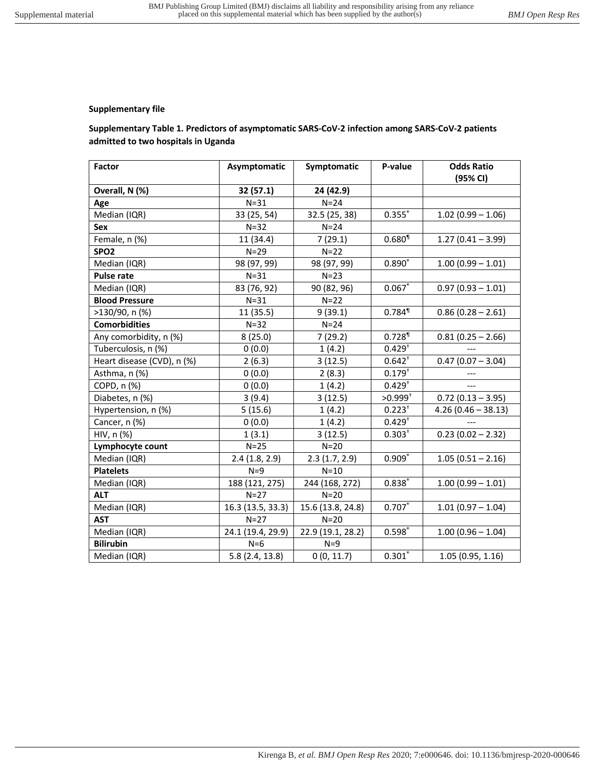**Supplementary file**

**Supplementary Table 1. Predictors of asymptomatic SARS-CoV-2 infection among SARS-CoV-2 patients admitted to two hospitals in Uganda**

| Factor | Asymptomatic | Symptomatic | P-value | Odds Ratio (95% CI) |
|---|---|---|---|---|
| **Overall, N (%)** | **32 (57.1)** | **24 (42.9)** | | |
| **Age** | N=31 | N=24 | | |
| Median (IQR) | 33 (25, 54) | 32.5 (25, 38) | 0.355* | 1.02 (0.99 – 1.06) |
| **Sex** | N=32 | N=24 | | |
| Female, n (%) | 11 (34.4) | 7 (29.1) | 0.680¶ | 1.27 (0.41 – 3.99) |
| **SPO2** | N=29 | N=22 | | |
| Median (IQR) | 98 (97, 99) | 98 (97, 99) | 0.890* | 1.00 (0.99 – 1.01) |
| **Pulse rate** | N=31 | N=23 | | |
| Median (IQR) | 83 (76, 92) | 90 (82, 96) | 0.067* | 0.97 (0.93 – 1.01) |
| **Blood Pressure** | N=31 | N=22 | | |
| >130/90, n (%) | 11 (35.5) | 9 (39.1) | 0.784¶ | 0.86 (0.28 – 2.61) |
| **Comorbidities** | N=32 | N=24 | | |
| Any comorbidity, n (%) | 8 (25.0) | 7 (29.2) | 0.728¶ | 0.81 (0.25 – 2.66) |
| Tuberculosis, n (%) | 0 (0.0) | 1 (4.2) | 0.429† | --- |
| Heart disease (CVD), n (%) | 2 (6.3) | 3 (12.5) | 0.642† | 0.47 (0.07 – 3.04) |
| Asthma, n (%) | 0 (0.0) | 2 (8.3) | 0.179† | --- |
| COPD, n (%) | 0 (0.0) | 1 (4.2) | 0.429† | --- |
| Diabetes, n (%) | 3 (9.4) | 3 (12.5) | >0.999† | 0.72 (0.13 – 3.95) |
| Hypertension, n (%) | 5 (15.6) | 1 (4.2) | 0.223† | 4.26 (0.46 – 38.13) |
| Cancer, n (%) | 0 (0.0) | 1 (4.2) | 0.429† | --- |
| HIV, n (%) | 1 (3.1) | 3 (12.5) | 0.303† | 0.23 (0.02 – 2.32) |
| **Lymphocyte count** | N=25 | N=20 | | |
| Median (IQR) | 2.4 (1.8, 2.9) | 2.3 (1.7, 2.9) | 0.909* | 1.05 (0.51 – 2.16) |
| **Platelets** | N=9 | N=10 | | |
| Median (IQR) | 188 (121, 275) | 244 (168, 272) | 0.838* | 1.00 (0.99 – 1.01) |
| **ALT** | N=27 | N=20 | | |
| Median (IQR) | 16.3 (13.5, 33.3) | 15.6 (13.8, 24.8) | 0.707* | 1.01 (0.97 – 1.04) |
| **AST** | N=27 | N=20 | | |
| Median (IQR) | 24.1 (19.4, 29.9) | 22.9 (19.1, 28.2) | 0.598* | 1.00 (0.96 – 1.04) |
| **Bilirubin** | N=6 | N=9 | | |
| Median (IQR) | 5.8 (2.4, 13.8) | 0 (0, 11.7) | 0.301* | 1.05 (0.95, 1.16) |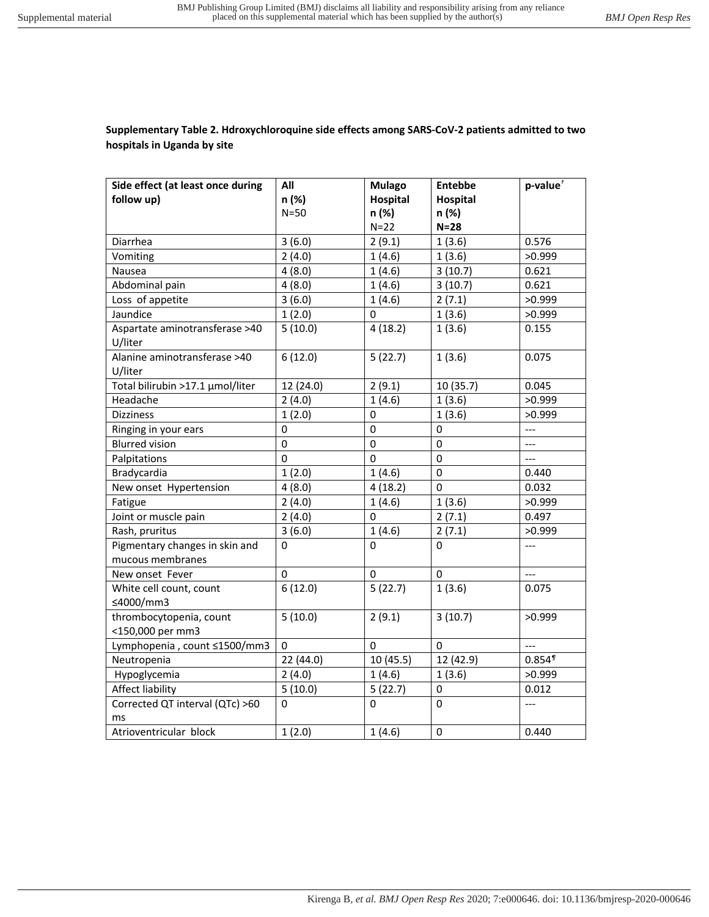**Supplementary Table 2. Hdroxychloroquine side effects among SARS-CoV-2 patients admitted to two hospitals in Uganda by site**

| Side effect (at least once during follow up) | All n (%) N=50 | Mulago Hospital n (%) N=22 | Entebbe Hospital n (%) N=28 | p-value[†] |
|---|---|---|---|---|
| Diarrhea | 3 (6.0) | 2 (9.1) | 1 (3.6) | 0.576 |
| Vomiting | 2 (4.0) | 1 (4.6) | 1 (3.6) | >0.999 |
| Nausea | 4 (8.0) | 1 (4.6) | 3 (10.7) | 0.621 |
| Abdominal pain | 4 (8.0) | 1 (4.6) | 3 (10.7) | 0.621 |
| Loss of appetite | 3 (6.0) | 1 (4.6) | 2 (7.1) | >0.999 |
| Jaundice | 1 (2.0) | 0 | 1 (3.6) | >0.999 |
| Aspartate aminotransferase >40 U/liter | 5 (10.0) | 4 (18.2) | 1 (3.6) | 0.155 |
| Alanine aminotransferase >40 U/liter | 6 (12.0) | 5 (22.7) | 1 (3.6) | 0.075 |
| Total bilirubin >17.1 µmol/liter | 12 (24.0) | 2 (9.1) | 10 (35.7) | 0.045 |
| Headache | 2 (4.0) | 1 (4.6) | 1 (3.6) | >0.999 |
| Dizziness | 1 (2.0) | 0 | 1 (3.6) | >0.999 |
| Ringing in your ears | 0 | 0 | 0 | --- |
| Blurred vision | 0 | 0 | 0 | --- |
| Palpitations | 0 | 0 | 0 | --- |
| Bradycardia | 1 (2.0) | 1 (4.6) | 0 | 0.440 |
| New onset Hypertension | 4 (8.0) | 4 (18.2) | 0 | 0.032 |
| Fatigue | 2 (4.0) | 1 (4.6) | 1 (3.6) | >0.999 |
| Joint or muscle pain | 2 (4.0) | 0 | 2 (7.1) | 0.497 |
| Rash, pruritus | 3 (6.0) | 1 (4.6) | 2 (7.1) | >0.999 |
| Pigmentary changes in skin and mucous membranes | 0 | 0 | 0 | --- |
| New onset Fever | 0 | 0 | 0 | --- |
| White cell count, count ≤4000/mm3 | 6 (12.0) | 5 (22.7) | 1 (3.6) | 0.075 |
| thrombocytopenia, count <150,000 per mm3 | 5 (10.0) | 2 (9.1) | 3 (10.7) | >0.999 |
| Lymphopenia , count ≤1500/mm3 | 0 | 0 | 0 | --- |
| Neutropenia | 22 (44.0) | 10 (45.5) | 12 (42.9) | 0.854[¶] |
| Hypoglycemia | 2 (4.0) | 1 (4.6) | 1 (3.6) | >0.999 |
| Affect liability | 5 (10.0) | 5 (22.7) | 0 | 0.012 |
| Corrected QT interval (QTc) >60 ms | 0 | 0 | 0 | --- |
| Atrioventricular block | 1 (2.0) | 1 (4.6) | 0 | 0.440 |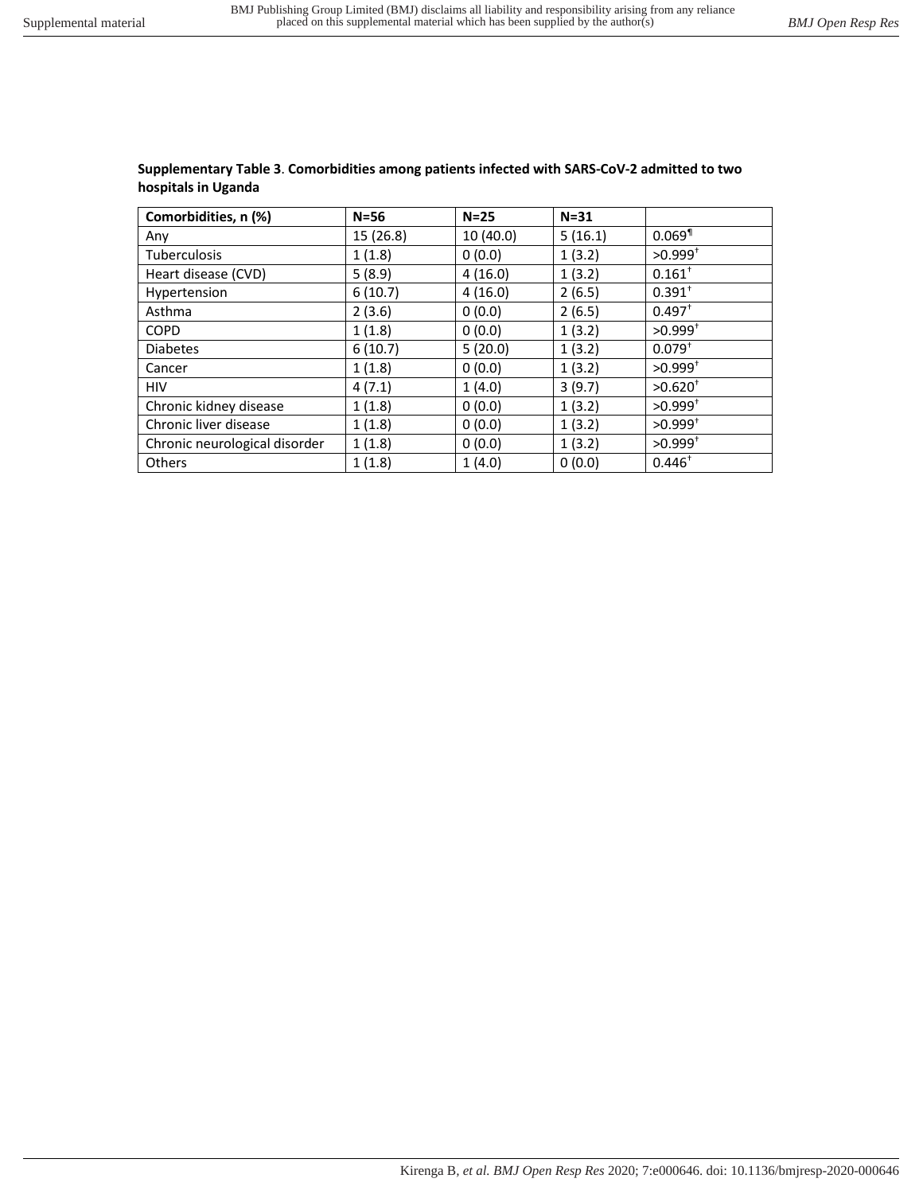**Supplementary Table 3**. **Comorbidities among patients infected with SARS-CoV-2 admitted to two hospitals in Uganda**

| Comorbidities, n (%) | N=56 | N=25 | N=31 | |
|---|---|---|---|---|
| Any | 15 (26.8) | 10 (40.0) | 5 (16.1) | 0.069¶ |
| Tuberculosis | 1 (1.8) | 0 (0.0) | 1 (3.2) | >0.999† |
| Heart disease (CVD) | 5 (8.9) | 4 (16.0) | 1 (3.2) | 0.161† |
| Hypertension | 6 (10.7) | 4 (16.0) | 2 (6.5) | 0.391† |
| Asthma | 2 (3.6) | 0 (0.0) | 2 (6.5) | 0.497† |
| COPD | 1 (1.8) | 0 (0.0) | 1 (3.2) | >0.999† |
| Diabetes | 6 (10.7) | 5 (20.0) | 1 (3.2) | 0.079† |
| Cancer | 1 (1.8) | 0 (0.0) | 1 (3.2) | >0.999† |
| HIV | 4 (7.1) | 1 (4.0) | 3 (9.7) | >0.620† |
| Chronic kidney disease | 1 (1.8) | 0 (0.0) | 1 (3.2) | >0.999† |
| Chronic liver disease | 1 (1.8) | 0 (0.0) | 1 (3.2) | >0.999† |
| Chronic neurological disorder | 1 (1.8) | 0 (0.0) | 1 (3.2) | >0.999† |
| Others | 1 (1.8) | 1 (4.0) | 0 (0.0) | 0.446† |